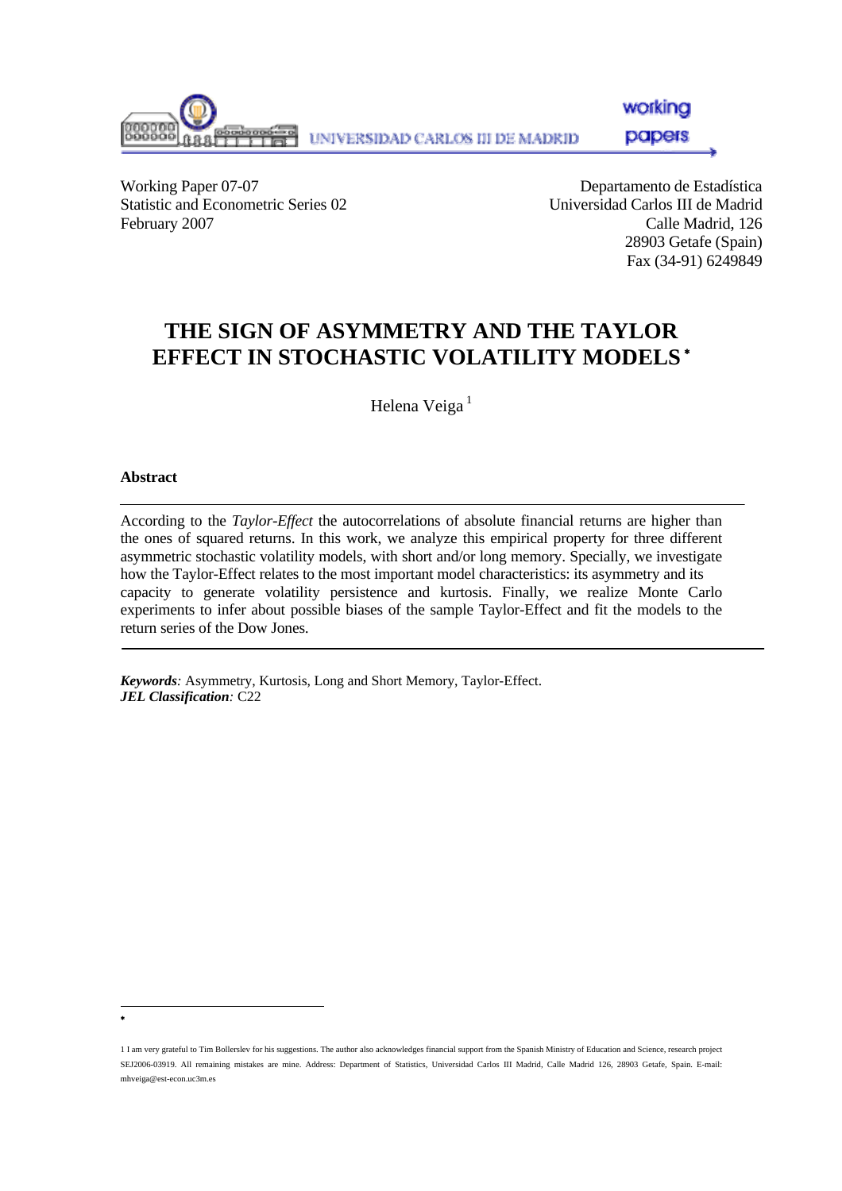Working Paper 07-07
Statistic and Econometric Series 02
February 2007

Departamento de Estadística
Universidad Carlos III de Madrid
Calle Madrid, 126
28903 Getafe (Spain)
Fax (34-91) 6249849

# THE SIGN OF ASYMMETRY AND THE TAYLOR EFFECT IN STOCHASTIC VOLATILITY MODELS *

Helena Veiga [1]

**Abstract**

According to the *Taylor-Effect* the autocorrelations of absolute financial returns are higher than the ones of squared returns. In this work, we analyze this empirical property for three different asymmetric stochastic volatility models, with short and/or long memory. Specially, we investigate how the Taylor-Effect relates to the most important model characteristics: its asymmetry and its capacity to generate volatility persistence and kurtosis. Finally, we realize Monte Carlo experiments to infer about possible biases of the sample Taylor-Effect and fit the models to the return series of the Dow Jones.

***Keywords**:* Asymmetry, Kurtosis, Long and Short Memory, Taylor-Effect.
***JEL Classification**:* C22

*

1 I am very grateful to Tim Bollerslev for his suggestions. The author also acknowledges financial support from the Spanish Ministry of Education and Science, research project SEJ2006-03919. All remaining mistakes are mine. Address: Department of Statistics, Universidad Carlos III Madrid, Calle Madrid 126, 28903 Getafe, Spain. E-mail: mhveiga@est-econ.uc3m.es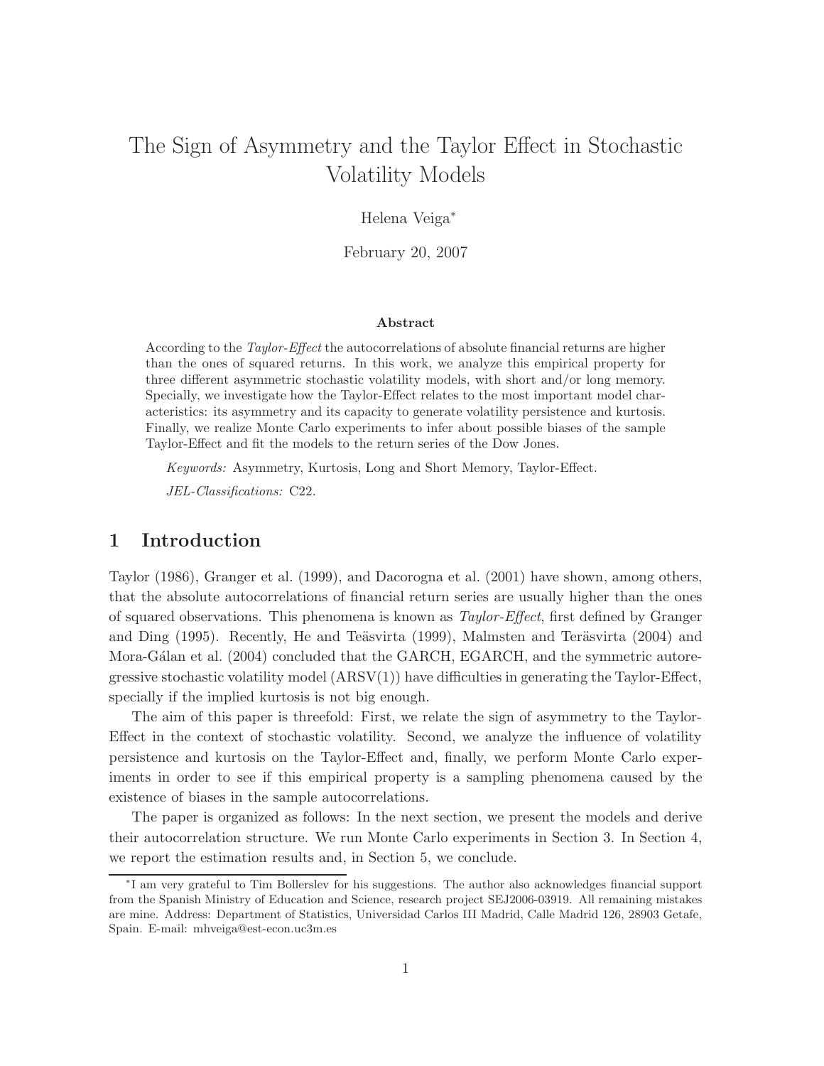# The Sign of Asymmetry and the Taylor Effect in Stochastic Volatility Models

Helena Veiga*

February 20, 2007

**Abstract**

According to the *Taylor-Effect* the autocorrelations of absolute financial returns are higher than the ones of squared returns. In this work, we analyze this empirical property for three different asymmetric stochastic volatility models, with short and/or long memory. Specially, we investigate how the Taylor-Effect relates to the most important model characteristics: its asymmetry and its capacity to generate volatility persistence and kurtosis. Finally, we realize Monte Carlo experiments to infer about possible biases of the sample Taylor-Effect and fit the models to the return series of the Dow Jones.

*Keywords:* Asymmetry, Kurtosis, Long and Short Memory, Taylor-Effect.

*JEL-Classifications:* C22.

## 1 Introduction

Taylor (1986), Granger et al. (1999), and Dacorogna et al. (2001) have shown, among others, that the absolute autocorrelations of financial return series are usually higher than the ones of squared observations. This phenomena is known as *Taylor-Effect*, first defined by Granger and Ding (1995). Recently, He and Teäsvirta (1999), Malmsten and Teräsvirta (2004) and Mora-Gálan et al. (2004) concluded that the GARCH, EGARCH, and the symmetric autoregressive stochastic volatility model (ARSV(1)) have difficulties in generating the Taylor-Effect, specially if the implied kurtosis is not big enough.

The aim of this paper is threefold: First, we relate the sign of asymmetry to the Taylor-Effect in the context of stochastic volatility. Second, we analyze the influence of volatility persistence and kurtosis on the Taylor-Effect and, finally, we perform Monte Carlo experiments in order to see if this empirical property is a sampling phenomena caused by the existence of biases in the sample autocorrelations.

The paper is organized as follows: In the next section, we present the models and derive their autocorrelation structure. We run Monte Carlo experiments in Section 3. In Section 4, we report the estimation results and, in Section 5, we conclude.

---

*I am very grateful to Tim Bollerslev for his suggestions. The author also acknowledges financial support from the Spanish Ministry of Education and Science, research project SEJ2006-03919. All remaining mistakes are mine. Address: Department of Statistics, Universidad Carlos III Madrid, Calle Madrid 126, 28903 Getafe, Spain. E-mail: mhveiga@est-econ.uc3m.es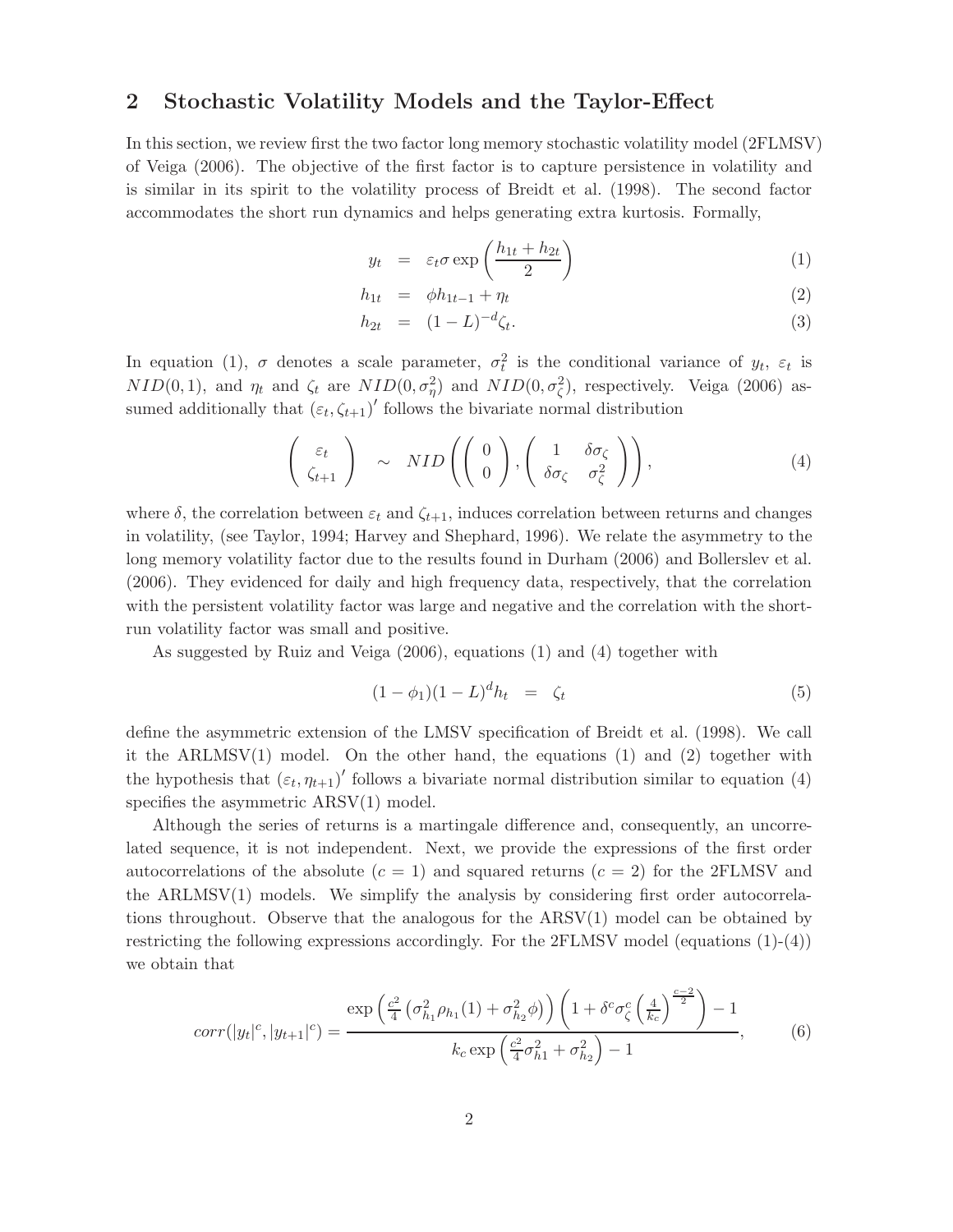## 2 Stochastic Volatility Models and the Taylor-Effect

In this section, we review first the two factor long memory stochastic volatility model (2FLMSV) of Veiga (2006). The objective of the first factor is to capture persistence in volatility and is similar in its spirit to the volatility process of Breidt et al. (1998). The second factor accommodates the short run dynamics and helps generating extra kurtosis. Formally,

$$y_t = \varepsilon_t \sigma \exp\left(\frac{h_{1t}+h_{2t}}{2}\right) \tag{1}$$

$$h_{1t} = \phi h_{1t-1} + \eta_t \tag{2}$$

$$h_{2t} = (1-L)^{-d}\zeta_t. \tag{3}$$

In equation (1), $\sigma$ denotes a scale parameter, $\sigma_t^2$ is the conditional variance of $y_t$, $\varepsilon_t$ is $NID(0,1)$, and $\eta_t$ and $\zeta_t$ are $NID(0,\sigma_\eta^2)$ and $NID(0,\sigma_\zeta^2)$, respectively. Veiga (2006) assumed additionally that $(\varepsilon_t, \zeta_{t+1})'$ follows the bivariate normal distribution

$$\begin{pmatrix} \varepsilon_t \\ \zeta_{t+1} \end{pmatrix} \sim NID\left(\begin{pmatrix} 0 \\ 0 \end{pmatrix}, \begin{pmatrix} 1 & \delta\sigma_\zeta \\ \delta\sigma_\zeta & \sigma_\zeta^2 \end{pmatrix}\right), \tag{4}$$

where $\delta$, the correlation between $\varepsilon_t$ and $\zeta_{t+1}$, induces correlation between returns and changes in volatility, (see Taylor, 1994; Harvey and Shephard, 1996). We relate the asymmetry to the long memory volatility factor due to the results found in Durham (2006) and Bollerslev et al. (2006). They evidenced for daily and high frequency data, respectively, that the correlation with the persistent volatility factor was large and negative and the correlation with the short-run volatility factor was small and positive.

As suggested by Ruiz and Veiga (2006), equations (1) and (4) together with

$$(1-\phi_1)(1-L)^d h_t = \zeta_t \tag{5}$$

define the asymmetric extension of the LMSV specification of Breidt et al. (1998). We call it the ARLMSV(1) model. On the other hand, the equations (1) and (2) together with the hypothesis that $(\varepsilon_t, \eta_{t+1})'$ follows a bivariate normal distribution similar to equation (4) specifies the asymmetric ARSV(1) model.

Although the series of returns is a martingale difference and, consequently, an uncorrelated sequence, it is not independent. Next, we provide the expressions of the first order autocorrelations of the absolute ($c = 1$) and squared returns ($c = 2$) for the 2FLMSV and the ARLMSV(1) models. We simplify the analysis by considering first order autocorrelations throughout. Observe that the analogous for the ARSV(1) model can be obtained by restricting the following expressions accordingly. For the 2FLMSV model (equations (1)-(4)) we obtain that

$$corr(|y_t|^c, |y_{t+1}|^c) = \frac{\exp\left(\frac{c^2}{4}\left(\sigma_{h_1}^2\rho_{h_1}(1) + \sigma_{h_2}^2\phi\right)\right)\left(1 + \delta^c\sigma_\zeta^c\left(\frac{4}{k_c}\right)^{\frac{c-2}{2}}\right) - 1}{k_c\exp\left(\frac{c^2}{4}\sigma_{h1}^2 + \sigma_{h_2}^2\right) - 1}, \tag{6}$$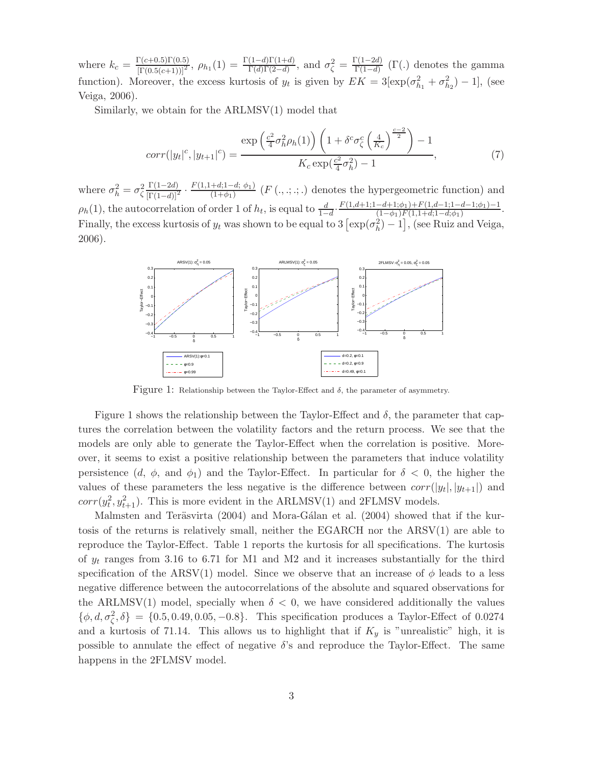where $k_c = \frac{\Gamma(c+0.5)\Gamma(0.5)}{[\Gamma(0.5(c+1))]^2}$, $\rho_{h_1}(1) = \frac{\Gamma(1-d)\Gamma(1+d)}{\Gamma(d)\Gamma(2-d)}$, and $\sigma_\zeta^2 = \frac{\Gamma(1-2d)}{\Gamma(1-d)}$ ($\Gamma(.)$ denotes the gamma function). Moreover, the excess kurtosis of $y_t$ is given by $EK = 3[\exp(\sigma_{h_1}^2 + \sigma_{h_2}^2) - 1]$, (see Veiga, 2006).

Similarly, we obtain for the ARLMSV(1) model that

$$corr(|y_t|^c, |y_{t+1}|^c) = \frac{\exp\left(\frac{c^2}{4}\sigma_h^2\rho_h(1)\right)\left(1 + \delta^c\sigma_\zeta^c\left(\frac{4}{K_c}\right)^{\frac{c-2}{2}}\right) - 1}{K_c\exp(\frac{c^2}{4}\sigma_h^2) - 1}, \tag{7}$$

where $\sigma_h^2 = \sigma_\zeta^2 \frac{\Gamma(1-2d)}{[\Gamma(1-d)]^2} \cdot \frac{F(1,1+d;1-d;\,\phi_1)}{(1+\phi_1)}$ ($F(.,.;.;.)$ denotes the hypergeometric function) and $\rho_h(1)$, the autocorrelation of order 1 of $h_t$, is equal to $\frac{d}{1-d} \cdot \frac{F(1,d+1;1-d+1;\phi_1)+F(1,d-1;1-d;\phi_1)-1}{(1-\phi_1)F(1,1+d;1-d;\phi_1)}$. Finally, the excess kurtosis of $y_t$ was shown to be equal to $3\left[\exp(\sigma_h^2) - 1\right]$, (see Ruiz and Veiga, 2006).

Figure 1: Relationship between the Taylor-Effect and $\delta$, the parameter of asymmetry.

Figure 1 shows the relationship between the Taylor-Effect and $\delta$, the parameter that captures the correlation between the volatility factors and the return process. We see that the models are only able to generate the Taylor-Effect when the correlation is positive. Moreover, it seems to exist a positive relationship between the parameters that induce volatility persistence ($d$, $\phi$, and $\phi_1$) and the Taylor-Effect. In particular for $\delta < 0$, the higher the values of these parameters the less negative is the difference between $corr(|y_t|, |y_{t+1}|)$ and $corr(y_t^2, y_{t+1}^2)$. This is more evident in the ARLMSV(1) and 2FLMSV models.

Malmsten and Teräsvirta (2004) and Mora-Gálan et al. (2004) showed that if the kurtosis of the returns is relatively small, neither the EGARCH nor the ARSV(1) are able to reproduce the Taylor-Effect. Table 1 reports the kurtosis for all specifications. The kurtosis of $y_t$ ranges from 3.16 to 6.71 for M1 and M2 and it increases substantially for the third specification of the ARSV(1) model. Since we observe that an increase of $\phi$ leads to a less negative difference between the autocorrelations of the absolute and squared observations for the ARLMSV(1) model, specially when $\delta < 0$, we have considered additionally the values $\{\phi, d, \sigma_\zeta^2, \delta\} = \{0.5, 0.49, 0.05, -0.8\}$. This specification produces a Taylor-Effect of 0.0274 and a kurtosis of 71.14. This allows us to highlight that if $K_y$ is "unrealistic" high, it is possible to annulate the effect of negative $\delta$'s and reproduce the Taylor-Effect. The same happens in the 2FLMSV model.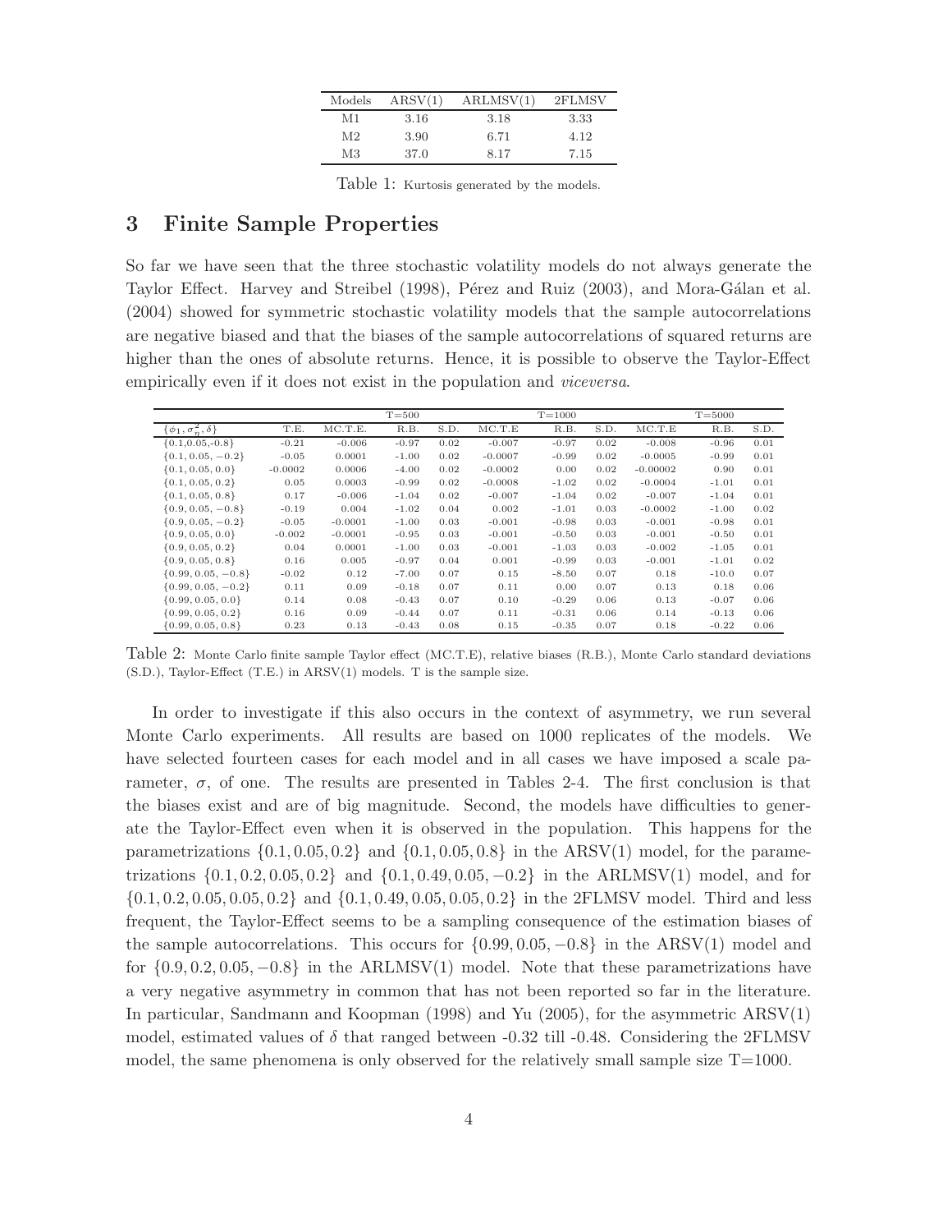| Models | ARSV(1) | ARLMSV(1) | 2FLMSV |
|---|---|---|---|
| M1 | 3.16 | 3.18 | 3.33 |
| M2 | 3.90 | 6.71 | 4.12 |
| M3 | 37.0 | 8.17 | 7.15 |

Table 1: Kurtosis generated by the models.

## 3 Finite Sample Properties

So far we have seen that the three stochastic volatility models do not always generate the Taylor Effect. Harvey and Streibel (1998), Pérez and Ruiz (2003), and Mora-Gálan et al. (2004) showed for symmetric stochastic volatility models that the sample autocorrelations are negative biased and that the biases of the sample autocorrelations of squared returns are higher than the ones of absolute returns. Hence, it is possible to observe the Taylor-Effect empirically even if it does not exist in the population and *viceversa*.

| | | T=500 | | | T=1000 | | | T=5000 | | |
|---|---|---|---|---|---|---|---|---|---|---|
| $\{\phi_1, \sigma_\eta^2, \delta\}$ | T.E. | MC.T.E. | R.B. | S.D. | MC.T.E | R.B. | S.D. | MC.T.E | R.B. | S.D. |
| $\{0.1, 0.05, -0.8\}$ | -0.21 | -0.006 | -0.97 | 0.02 | -0.007 | -0.97 | 0.02 | -0.008 | -0.96 | 0.01 |
| $\{0.1, 0.05, -0.2\}$ | -0.05 | 0.0001 | -1.00 | 0.02 | -0.0007 | -0.99 | 0.02 | -0.0005 | -0.99 | 0.01 |
| $\{0.1, 0.05, 0.0\}$ | -0.0002 | 0.0006 | -4.00 | 0.02 | -0.0002 | 0.00 | 0.02 | -0.00002 | 0.90 | 0.01 |
| $\{0.1, 0.05, 0.2\}$ | 0.05 | 0.0003 | -0.99 | 0.02 | -0.0008 | -1.02 | 0.02 | -0.0004 | -1.01 | 0.01 |
| $\{0.1, 0.05, 0.8\}$ | 0.17 | -0.006 | -1.04 | 0.02 | -0.007 | -1.04 | 0.02 | -0.007 | -1.04 | 0.01 |
| $\{0.9, 0.05, -0.8\}$ | -0.19 | 0.004 | -1.02 | 0.04 | 0.002 | -1.01 | 0.03 | -0.0002 | -1.00 | 0.02 |
| $\{0.9, 0.05, -0.2\}$ | -0.05 | -0.0001 | -1.00 | 0.03 | -0.001 | -0.98 | 0.03 | -0.001 | -0.98 | 0.01 |
| $\{0.9, 0.05, 0.0\}$ | -0.002 | -0.0001 | -0.95 | 0.03 | -0.001 | -0.50 | 0.03 | -0.001 | -0.50 | 0.01 |
| $\{0.9, 0.05, 0.2\}$ | 0.04 | 0.0001 | -1.00 | 0.03 | -0.001 | -1.03 | 0.03 | -0.002 | -1.05 | 0.01 |
| $\{0.9, 0.05, 0.8\}$ | 0.16 | 0.005 | -0.97 | 0.04 | 0.001 | -0.99 | 0.03 | -0.001 | -1.01 | 0.02 |
| $\{0.99, 0.05, -0.8\}$ | -0.02 | 0.12 | -7.00 | 0.07 | 0.15 | -8.50 | 0.07 | 0.18 | -10.0 | 0.07 |
| $\{0.99, 0.05, -0.2\}$ | 0.11 | 0.09 | -0.18 | 0.07 | 0.11 | 0.00 | 0.07 | 0.13 | 0.18 | 0.06 |
| $\{0.99, 0.05, 0.0\}$ | 0.14 | 0.08 | -0.43 | 0.07 | 0.10 | -0.29 | 0.06 | 0.13 | -0.07 | 0.06 |
| $\{0.99, 0.05, 0.2\}$ | 0.16 | 0.09 | -0.44 | 0.07 | 0.11 | -0.31 | 0.06 | 0.14 | -0.13 | 0.06 |
| $\{0.99, 0.05, 0.8\}$ | 0.23 | 0.13 | -0.43 | 0.08 | 0.15 | -0.35 | 0.07 | 0.18 | -0.22 | 0.06 |

Table 2: Monte Carlo finite sample Taylor effect (MC.T.E), relative biases (R.B.), Monte Carlo standard deviations (S.D.), Taylor-Effect (T.E.) in ARSV(1) models. T is the sample size.

In order to investigate if this also occurs in the context of asymmetry, we run several Monte Carlo experiments. All results are based on 1000 replicates of the models. We have selected fourteen cases for each model and in all cases we have imposed a scale parameter, $\sigma$, of one. The results are presented in Tables 2-4. The first conclusion is that the biases exist and are of big magnitude. Second, the models have difficulties to generate the Taylor-Effect even when it is observed in the population. This happens for the parametrizations $\{0.1, 0.05, 0.2\}$ and $\{0.1, 0.05, 0.8\}$ in the ARSV(1) model, for the parametrizations $\{0.1, 0.2, 0.05, 0.2\}$ and $\{0.1, 0.49, 0.05, -0.2\}$ in the ARLMSV(1) model, and for $\{0.1, 0.2, 0.05, 0.05, 0.2\}$ and $\{0.1, 0.49, 0.05, 0.05, 0.2\}$ in the 2FLMSV model. Third and less frequent, the Taylor-Effect seems to be a sampling consequence of the estimation biases of the sample autocorrelations. This occurs for $\{0.99, 0.05, -0.8\}$ in the ARSV(1) model and for $\{0.9, 0.2, 0.05, -0.8\}$ in the ARLMSV(1) model. Note that these parametrizations have a very negative asymmetry in common that has not been reported so far in the literature. In particular, Sandmann and Koopman (1998) and Yu (2005), for the asymmetric ARSV(1) model, estimated values of $\delta$ that ranged between -0.32 till -0.48. Considering the 2FLMSV model, the same phenomena is only observed for the relatively small sample size T=1000.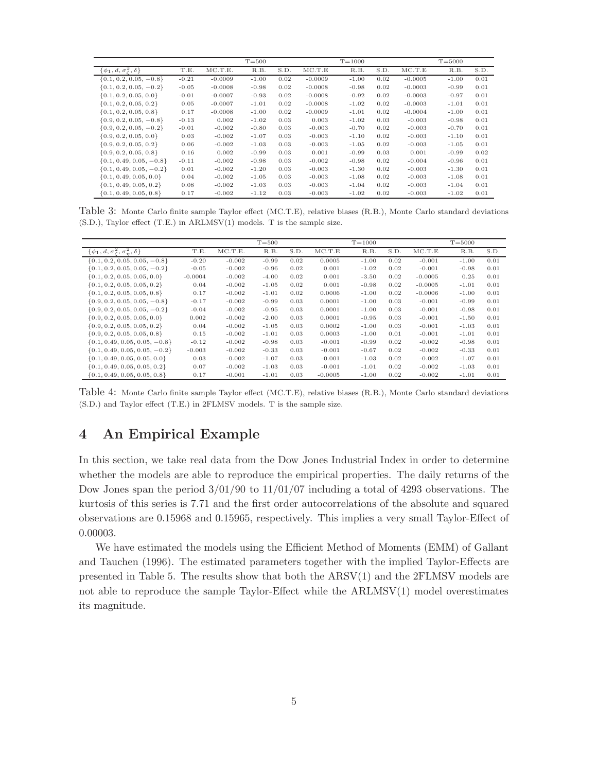| $\{\phi_1, d, \sigma_\zeta^2, \delta\}$ | T.E. | T=500 MC.T.E. | R.B. | S.D. | T=1000 MC.T.E | R.B. | S.D. | T=5000 MC.T.E | R.B. | S.D. |
|---|---|---|---|---|---|---|---|---|---|---|
| $\{0.1, 0.2, 0.05, -0.8\}$ | -0.21 | -0.0009 | -1.00 | 0.02 | -0.0009 | -1.00 | 0.02 | -0.0005 | -1.00 | 0.01 |
| $\{0.1, 0.2, 0.05, -0.2\}$ | -0.05 | -0.0008 | -0.98 | 0.02 | -0.0008 | -0.98 | 0.02 | -0.0003 | -0.99 | 0.01 |
| $\{0.1, 0.2, 0.05, 0.0\}$ | -0.01 | -0.0007 | -0.93 | 0.02 | -0.0008 | -0.92 | 0.02 | -0.0003 | -0.97 | 0.01 |
| $\{0.1, 0.2, 0.05, 0.2\}$ | 0.05 | -0.0007 | -1.01 | 0.02 | -0.0008 | -1.02 | 0.02 | -0.0003 | -1.01 | 0.01 |
| $\{0.1, 0.2, 0.05, 0.8\}$ | 0.17 | -0.0008 | -1.00 | 0.02 | -0.0009 | -1.01 | 0.02 | -0.0004 | -1.00 | 0.01 |
| $\{0.9, 0.2, 0.05, -0.8\}$ | -0.13 | 0.002 | -1.02 | 0.03 | 0.003 | -1.02 | 0.03 | -0.003 | -0.98 | 0.01 |
| $\{0.9, 0.2, 0.05, -0.2\}$ | -0.01 | -0.002 | -0.80 | 0.03 | -0.003 | -0.70 | 0.02 | -0.003 | -0.70 | 0.01 |
| $\{0.9, 0.2, 0.05, 0.0\}$ | 0.03 | -0.002 | -1.07 | 0.03 | -0.003 | -1.10 | 0.02 | -0.003 | -1.10 | 0.01 |
| $\{0.9, 0.2, 0.05, 0.2\}$ | 0.06 | -0.002 | -1.03 | 0.03 | -0.003 | -1.05 | 0.02 | -0.003 | -1.05 | 0.01 |
| $\{0.9, 0.2, 0.05, 0.8\}$ | 0.16 | 0.002 | -0.99 | 0.03 | 0.001 | -0.99 | 0.03 | 0.001 | -0.99 | 0.02 |
| $\{0.1, 0.49, 0.05, -0.8\}$ | -0.11 | -0.002 | -0.98 | 0.03 | -0.002 | -0.98 | 0.02 | -0.004 | -0.96 | 0.01 |
| $\{0.1, 0.49, 0.05, -0.2\}$ | 0.01 | -0.002 | -1.20 | 0.03 | -0.003 | -1.30 | 0.02 | -0.003 | -1.30 | 0.01 |
| $\{0.1, 0.49, 0.05, 0.0\}$ | 0.04 | -0.002 | -1.05 | 0.03 | -0.003 | -1.08 | 0.02 | -0.003 | -1.08 | 0.01 |
| $\{0.1, 0.49, 0.05, 0.2\}$ | 0.08 | -0.002 | -1.03 | 0.03 | -0.003 | -1.04 | 0.02 | -0.003 | -1.04 | 0.01 |
| $\{0.1, 0.49, 0.05, 0.8\}$ | 0.17 | -0.002 | -1.12 | 0.03 | -0.003 | -1.02 | 0.02 | -0.003 | -1.02 | 0.01 |

Table 3: Monte Carlo finite sample Taylor effect (MC.T.E), relative biases (R.B.), Monte Carlo standard deviations (S.D.), Taylor effect (T.E.) in ARLMSV(1) models. T is the sample size.

| $\{\phi_1, d, \sigma_\zeta^2, \sigma_\eta^2, \delta\}$ | T.E. | T=500 MC.T.E. | R.B. | S.D. | T=1000 MC.T.E | R.B. | S.D. | T=5000 MC.T.E | R.B. | S.D. |
|---|---|---|---|---|---|---|---|---|---|---|
| $\{0.1, 0.2, 0.05, 0.05, -0.8\}$ | -0.20 | -0.002 | -0.99 | 0.02 | 0.0005 | -1.00 | 0.02 | -0.001 | -1.00 | 0.01 |
| $\{0.1, 0.2, 0.05, 0.05, -0.2\}$ | -0.05 | -0.002 | -0.96 | 0.02 | 0.001 | -1.02 | 0.02 | -0.001 | -0.98 | 0.01 |
| $\{0.1, 0.2, 0.05, 0.05, 0.0\}$ | -0.0004 | -0.002 | -4.00 | 0.02 | 0.001 | -3.50 | 0.02 | -0.0005 | 0.25 | 0.01 |
| $\{0.1, 0.2, 0.05, 0.05, 0.2\}$ | 0.04 | -0.002 | -1.05 | 0.02 | 0.001 | -0.98 | 0.02 | -0.0005 | -1.01 | 0.01 |
| $\{0.1, 0.2, 0.05, 0.05, 0.8\}$ | 0.17 | -0.002 | -1.01 | 0.02 | 0.0006 | -1.00 | 0.02 | -0.0006 | -1.00 | 0.01 |
| $\{0.9, 0.2, 0.05, 0.05, -0.8\}$ | -0.17 | -0.002 | -0.99 | 0.03 | 0.0001 | -1.00 | 0.03 | -0.001 | -0.99 | 0.01 |
| $\{0.9, 0.2, 0.05, 0.05, -0.2\}$ | -0.04 | -0.002 | -0.95 | 0.03 | 0.0001 | -1.00 | 0.03 | -0.001 | -0.98 | 0.01 |
| $\{0.9, 0.2, 0.05, 0.05, 0.0\}$ | 0.002 | -0.002 | -2.00 | 0.03 | 0.0001 | -0.95 | 0.03 | -0.001 | -1.50 | 0.01 |
| $\{0.9, 0.2, 0.05, 0.05, 0.2\}$ | 0.04 | -0.002 | -1.05 | 0.03 | 0.0002 | -1.00 | 0.03 | -0.001 | -1.03 | 0.01 |
| $\{0.9, 0.2, 0.05, 0.05, 0.8\}$ | 0.15 | -0.002 | -1.01 | 0.03 | 0.0003 | -1.00 | 0.01 | -0.001 | -1.01 | 0.01 |
| $\{0.1, 0.49, 0.05, 0.05, -0.8\}$ | -0.12 | -0.002 | -0.98 | 0.03 | -0.001 | -0.99 | 0.02 | -0.002 | -0.98 | 0.01 |
| $\{0.1, 0.49, 0.05, 0.05, -0.2\}$ | -0.003 | -0.002 | -0.33 | 0.03 | -0.001 | -0.67 | 0.02 | -0.002 | -0.33 | 0.01 |
| $\{0.1, 0.49, 0.05, 0.05, 0.0\}$ | 0.03 | -0.002 | -1.07 | 0.03 | -0.001 | -1.03 | 0.02 | -0.002 | -1.07 | 0.01 |
| $\{0.1, 0.49, 0.05, 0.05, 0.2\}$ | 0.07 | -0.002 | -1.03 | 0.03 | -0.001 | -1.01 | 0.02 | -0.002 | -1.03 | 0.01 |
| $\{0.1, 0.49, 0.05, 0.05, 0.8\}$ | 0.17 | -0.001 | -1.01 | 0.03 | -0.0005 | -1.00 | 0.02 | -0.002 | -1.01 | 0.01 |

Table 4: Monte Carlo finite sample Taylor effect (MC.T.E), relative biases (R.B.), Monte Carlo standard deviations (S.D.) and Taylor effect (T.E.) in 2FLMSV models. T is the sample size.

# 4 An Empirical Example

In this section, we take real data from the Dow Jones Industrial Index in order to determine whether the models are able to reproduce the empirical properties. The daily returns of the Dow Jones span the period 3/01/90 to 11/01/07 including a total of 4293 observations. The kurtosis of this series is 7.71 and the first order autocorrelations of the absolute and squared observations are 0.15968 and 0.15965, respectively. This implies a very small Taylor-Effect of 0.00003.

We have estimated the models using the Efficient Method of Moments (EMM) of Gallant and Tauchen (1996). The estimated parameters together with the implied Taylor-Effects are presented in Table 5. The results show that both the ARSV(1) and the 2FLMSV models are not able to reproduce the sample Taylor-Effect while the ARLMSV(1) model overestimates its magnitude.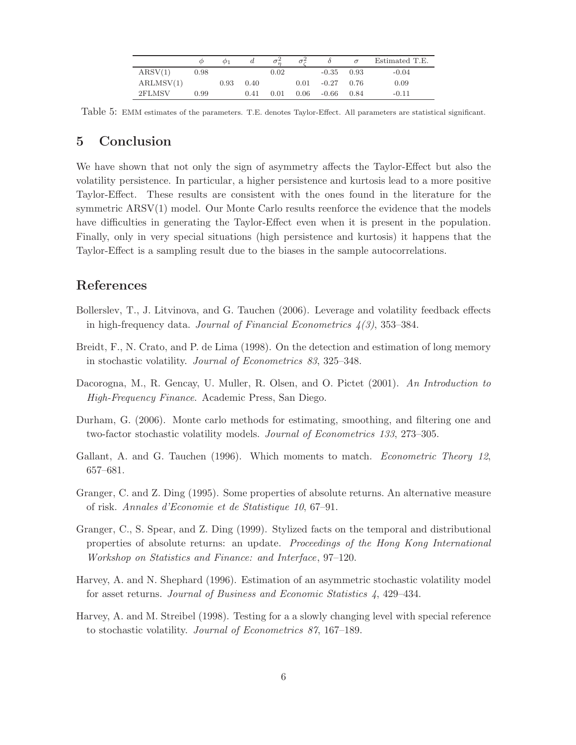| | $\phi$ | $\phi_1$ | $d$ | $\sigma^2_\eta$ | $\sigma^2_\zeta$ | $\delta$ | $\sigma$ | Estimated T.E. |
|---|---|---|---|---|---|---|---|---|
| ARSV(1) | 0.98 | | | 0.02 | | -0.35 | 0.93 | -0.04 |
| ARLMSV(1) | | 0.93 | 0.40 | | 0.01 | -0.27 | 0.76 | 0.09 |
| 2FLMSV | 0.99 | | 0.41 | 0.01 | 0.06 | -0.66 | 0.84 | -0.11 |

Table 5: EMM estimates of the parameters. T.E. denotes Taylor-Effect. All parameters are statistical significant.

## 5 Conclusion

We have shown that not only the sign of asymmetry affects the Taylor-Effect but also the volatility persistence. In particular, a higher persistence and kurtosis lead to a more positive Taylor-Effect. These results are consistent with the ones found in the literature for the symmetric ARSV(1) model. Our Monte Carlo results reenforce the evidence that the models have difficulties in generating the Taylor-Effect even when it is present in the population. Finally, only in very special situations (high persistence and kurtosis) it happens that the Taylor-Effect is a sampling result due to the biases in the sample autocorrelations.

## References

Bollerslev, T., J. Litvinova, and G. Tauchen (2006). Leverage and volatility feedback effects in high-frequency data. *Journal of Financial Econometrics 4(3)*, 353–384.

Breidt, F., N. Crato, and P. de Lima (1998). On the detection and estimation of long memory in stochastic volatility. *Journal of Econometrics 83*, 325–348.

Dacorogna, M., R. Gencay, U. Muller, R. Olsen, and O. Pictet (2001). *An Introduction to High-Frequency Finance*. Academic Press, San Diego.

Durham, G. (2006). Monte carlo methods for estimating, smoothing, and filtering one and two-factor stochastic volatility models. *Journal of Econometrics 133*, 273–305.

Gallant, A. and G. Tauchen (1996). Which moments to match. *Econometric Theory 12*, 657–681.

Granger, C. and Z. Ding (1995). Some properties of absolute returns. An alternative measure of risk. *Annales d'Economie et de Statistique 10*, 67–91.

Granger, C., S. Spear, and Z. Ding (1999). Stylized facts on the temporal and distributional properties of absolute returns: an update. *Proceedings of the Hong Kong International Workshop on Statistics and Finance: and Interface*, 97–120.

Harvey, A. and N. Shephard (1996). Estimation of an asymmetric stochastic volatility model for asset returns. *Journal of Business and Economic Statistics 4*, 429–434.

Harvey, A. and M. Streibel (1998). Testing for a a slowly changing level with special reference to stochastic volatility. *Journal of Econometrics 87*, 167–189.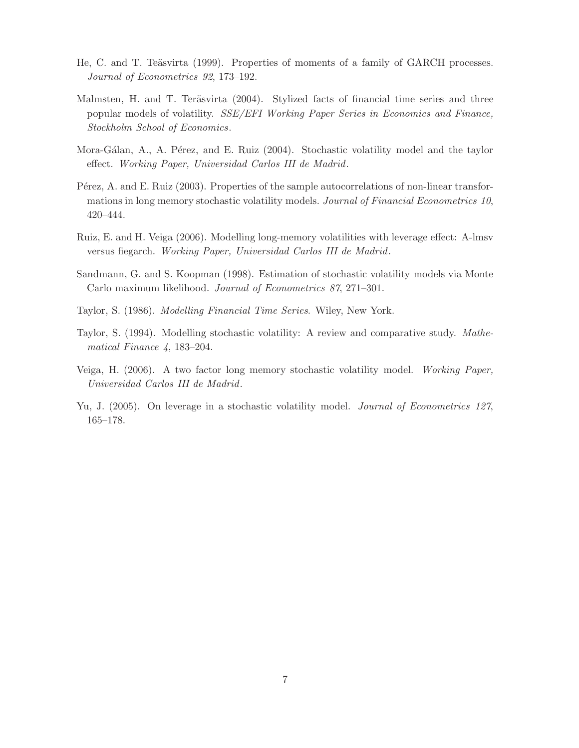He, C. and T. Teäsvirta (1999). Properties of moments of a family of GARCH processes. *Journal of Econometrics 92*, 173–192.

Malmsten, H. and T. Teräsvirta (2004). Stylized facts of financial time series and three popular models of volatility. *SSE/EFI Working Paper Series in Economics and Finance, Stockholm School of Economics*.

Mora-Gálan, A., A. Pérez, and E. Ruiz (2004). Stochastic volatility model and the taylor effect. *Working Paper, Universidad Carlos III de Madrid*.

Pérez, A. and E. Ruiz (2003). Properties of the sample autocorrelations of non-linear transformations in long memory stochastic volatility models. *Journal of Financial Econometrics 10*, 420–444.

Ruiz, E. and H. Veiga (2006). Modelling long-memory volatilities with leverage effect: A-lmsv versus fiegarch. *Working Paper, Universidad Carlos III de Madrid*.

Sandmann, G. and S. Koopman (1998). Estimation of stochastic volatility models via Monte Carlo maximum likelihood. *Journal of Econometrics 87*, 271–301.

Taylor, S. (1986). *Modelling Financial Time Series*. Wiley, New York.

Taylor, S. (1994). Modelling stochastic volatility: A review and comparative study. *Mathematical Finance 4*, 183–204.

Veiga, H. (2006). A two factor long memory stochastic volatility model. *Working Paper, Universidad Carlos III de Madrid*.

Yu, J. (2005). On leverage in a stochastic volatility model. *Journal of Econometrics 127*, 165–178.